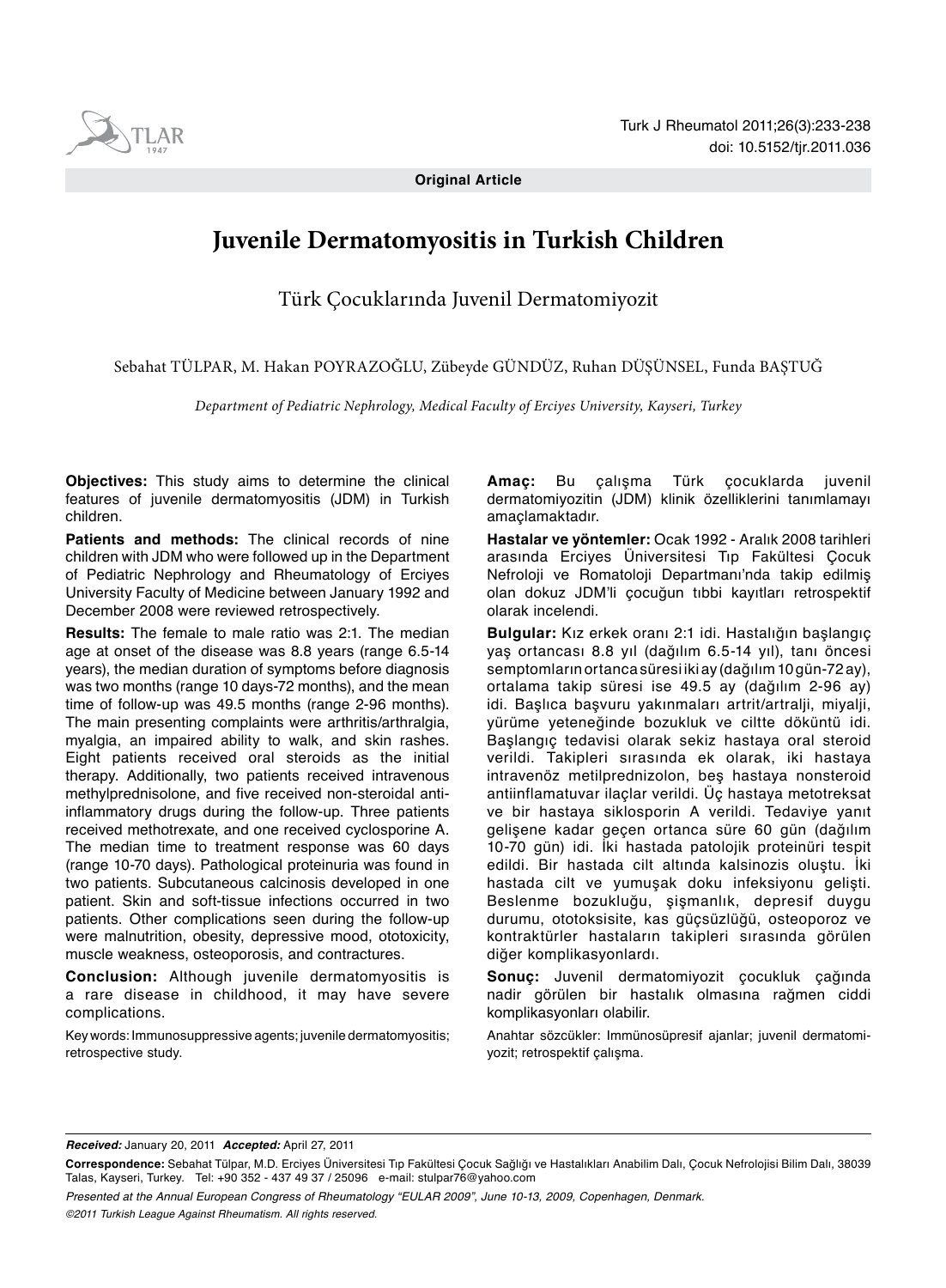**Original Article**

# Juvenile Dermatomyositis in Turkish Children

## Türk Çocuklarında Juvenil Dermatomiyozit

Sebahat TÜLPAR, M. Hakan POYRAZOĞLU, Zübeyde GÜNDÜZ, Ruhan DÜŞÜNSEL, Funda BAŞTUĞ

*Department of Pediatric Nephrology, Medical Faculty of Erciyes University, Kayseri, Turkey*

**Objectives:** This study aims to determine the clinical features of juvenile dermatomyositis (JDM) in Turkish children.

**Patients and methods:** The clinical records of nine children with JDM who were followed up in the Department of Pediatric Nephrology and Rheumatology of Erciyes University Faculty of Medicine between January 1992 and December 2008 were reviewed retrospectively.

**Results:** The female to male ratio was 2:1. The median age at onset of the disease was 8.8 years (range 6.5-14 years), the median duration of symptoms before diagnosis was two months (range 10 days-72 months), and the mean time of follow-up was 49.5 months (range 2-96 months). The main presenting complaints were arthritis/arthralgia, myalgia, an impaired ability to walk, and skin rashes. Eight patients received oral steroids as the initial therapy. Additionally, two patients received intravenous methylprednisolone, and five received non-steroidal anti-inflammatory drugs during the follow-up. Three patients received methotrexate, and one received cyclosporine A. The median time to treatment response was 60 days (range 10-70 days). Pathological proteinuria was found in two patients. Subcutaneous calcinosis developed in one patient. Skin and soft-tissue infections occurred in two patients. Other complications seen during the follow-up were malnutrition, obesity, depressive mood, ototoxicity, muscle weakness, osteoporosis, and contractures.

**Conclusion:** Although juvenile dermatomyositis is a rare disease in childhood, it may have severe complications.

Key words: Immunosuppressive agents; juvenile dermatomyositis; retrospective study.

**Amaç:** Bu çalışma Türk çocuklarda juvenil dermatomiyozitin (JDM) klinik özelliklerini tanımlamayı amaçlamaktadır.

**Hastalar ve yöntemler:** Ocak 1992 - Aralık 2008 tarihleri arasında Erciyes Üniversitesi Tıp Fakültesi Çocuk Nefroloji ve Romatoloji Departmanı'nda takip edilmiş olan dokuz JDM'li çocuğun tıbbi kayıtları retrospektif olarak incelendi.

**Bulgular:** Kız erkek oranı 2:1 idi. Hastalığın başlangıç yaş ortancası 8.8 yıl (dağılım 6.5-14 yıl), tanı öncesi semptomların ortanca süresi iki ay (dağılım 10 gün-72 ay), ortalama takip süresi ise 49.5 ay (dağılım 2-96 ay) idi. Başlıca başvuru yakınmaları artrit/artralji, miyalji, yürüme yeteneğinde bozukluk ve ciltte döküntü idi. Başlangıç tedavisi olarak sekiz hastaya oral steroid verildi. Takipleri sırasında ek olarak, iki hastaya intravenöz metilprednizolon, beş hastaya nonsteroid antiinflamatuvar ilaçlar verildi. Üç hastaya metotreksat ve bir hastaya siklosporin A verildi. Tedaviye yanıt gelişene kadar geçen ortanca süre 60 gün (dağılım 10-70 gün) idi. İki hastada patolojik proteinüri tespit edildi. Bir hastada cilt altında kalsinozis oluştu. İki hastada cilt ve yumuşak doku infeksiyonu gelişti. Beslenme bozukluğu, şişmanlık, depresif duygu durumu, ototoksisite, kas güçsüzlüğü, osteoporoz ve kontraktürler hastaların takipleri sırasında görülen diğer komplikasyonlardı.

**Sonuç:** Juvenil dermatomiyozit çocukluk çağında nadir görülen bir hastalık olmasına rağmen ciddi komplikasyonları olabilir.

Anahtar sözcükler: İmmünosüpresif ajanlar; juvenil dermatomiyozit; retrospektif çalışma.

***Received:*** January 20, 2011 ***Accepted:*** April 27, 2011

**Correspondence:** Sebahat Tülpar, M.D. Erciyes Üniversitesi Tıp Fakültesi Çocuk Sağlığı ve Hastalıkları Anabilim Dalı, Çocuk Nefrolojisi Bilim Dalı, 38039 Talas, Kayseri, Turkey. Tel: +90 352 - 437 49 37 / 25096 e-mail: stulpar76@yahoo.com

*Presented at the Annual European Congress of Rheumatology "EULAR 2009", June 10-13, 2009, Copenhagen, Denmark.*

*©2011 Turkish League Against Rheumatism. All rights reserved.*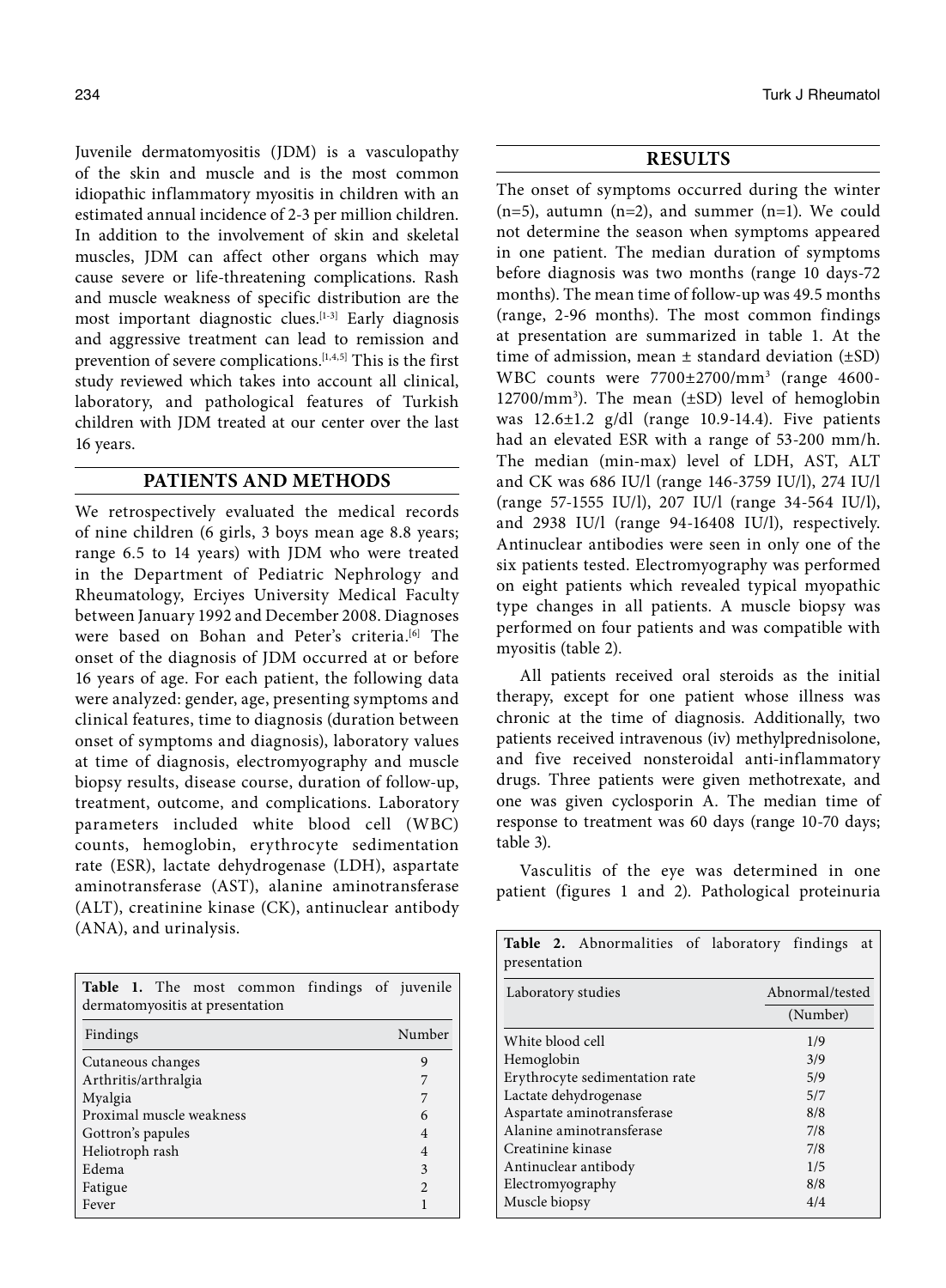Juvenile dermatomyositis (JDM) is a vasculopathy of the skin and muscle and is the most common idiopathic inflammatory myositis in children with an estimated annual incidence of 2-3 per million children. In addition to the involvement of skin and skeletal muscles, JDM can affect other organs which may cause severe or life-threatening complications. Rash and muscle weakness of specific distribution are the most important diagnostic clues.[1-3] Early diagnosis and aggressive treatment can lead to remission and prevention of severe complications.[1,4,5] This is the first study reviewed which takes into account all clinical, laboratory, and pathological features of Turkish children with JDM treated at our center over the last 16 years.

## PATIENTS AND METHODS

We retrospectively evaluated the medical records of nine children (6 girls, 3 boys mean age 8.8 years; range 6.5 to 14 years) with JDM who were treated in the Department of Pediatric Nephrology and Rheumatology, Erciyes University Medical Faculty between January 1992 and December 2008. Diagnoses were based on Bohan and Peter's criteria.[6] The onset of the diagnosis of JDM occurred at or before 16 years of age. For each patient, the following data were analyzed: gender, age, presenting symptoms and clinical features, time to diagnosis (duration between onset of symptoms and diagnosis), laboratory values at time of diagnosis, electromyography and muscle biopsy results, disease course, duration of follow-up, treatment, outcome, and complications. Laboratory parameters included white blood cell (WBC) counts, hemoglobin, erythrocyte sedimentation rate (ESR), lactate dehydrogenase (LDH), aspartate aminotransferase (AST), alanine aminotransferase (ALT), creatinine kinase (CK), antinuclear antibody (ANA), and urinalysis.

**Table 1.** The most common findings of juvenile dermatomyositis at presentation

| Findings | Number |
|---|---|
| Cutaneous changes | 9 |
| Arthritis/arthralgia | 7 |
| Myalgia | 7 |
| Proximal muscle weakness | 6 |
| Gottron's papules | 4 |
| Heliotroph rash | 4 |
| Edema | 3 |
| Fatigue | 2 |
| Fever | 1 |

## RESULTS

The onset of symptoms occurred during the winter (n=5), autumn (n=2), and summer (n=1). We could not determine the season when symptoms appeared in one patient. The median duration of symptoms before diagnosis was two months (range 10 days-72 months). The mean time of follow-up was 49.5 months (range, 2-96 months). The most common findings at presentation are summarized in table 1. At the time of admission, mean ± standard deviation (±SD) WBC counts were 7700±2700/mm$^3$ (range 4600-12700/mm$^3$). The mean (±SD) level of hemoglobin was 12.6±1.2 g/dl (range 10.9-14.4). Five patients had an elevated ESR with a range of 53-200 mm/h. The median (min-max) level of LDH, AST, ALT and CK was 686 IU/l (range 146-3759 IU/l), 274 IU/l (range 57-1555 IU/l), 207 IU/l (range 34-564 IU/l), and 2938 IU/l (range 94-16408 IU/l), respectively. Antinuclear antibodies were seen in only one of the six patients tested. Electromyography was performed on eight patients which revealed typical myopathic type changes in all patients. A muscle biopsy was performed on four patients and was compatible with myositis (table 2).

All patients received oral steroids as the initial therapy, except for one patient whose illness was chronic at the time of diagnosis. Additionally, two patients received intravenous (iv) methylprednisolone, and five received nonsteroidal anti-inflammatory drugs. Three patients were given methotrexate, and one was given cyclosporin A. The median time of response to treatment was 60 days (range 10-70 days; table 3).

Vasculitis of the eye was determined in one patient (figures 1 and 2). Pathological proteinuria

**Table 2.** Abnormalities of laboratory findings at presentation

| Laboratory studies | Abnormal/tested (Number) |
|---|---|
| White blood cell | 1/9 |
| Hemoglobin | 3/9 |
| Erythrocyte sedimentation rate | 5/9 |
| Lactate dehydrogenase | 5/7 |
| Aspartate aminotransferase | 8/8 |
| Alanine aminotransferase | 7/8 |
| Creatinine kinase | 7/8 |
| Antinuclear antibody | 1/5 |
| Electromyography | 8/8 |
| Muscle biopsy | 4/4 |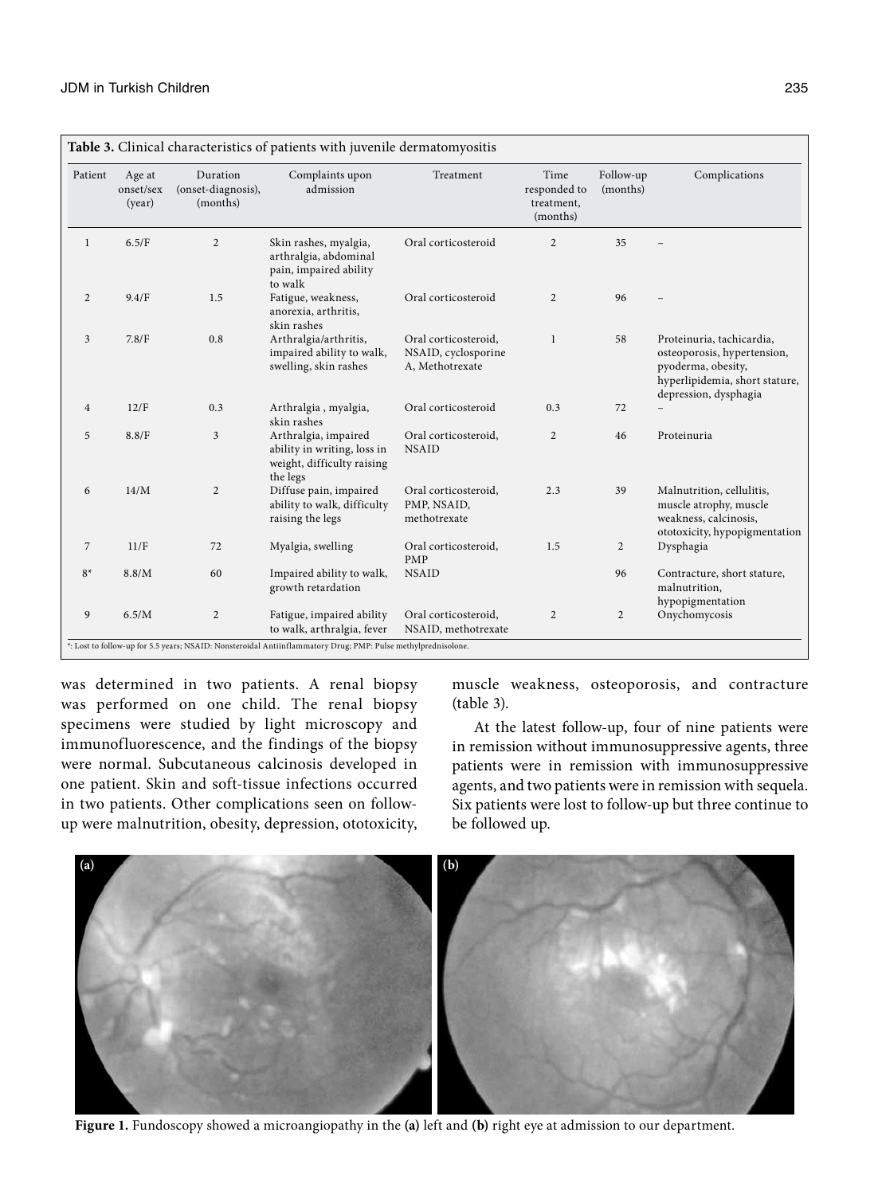**Table 3.** Clinical characteristics of patients with juvenile dermatomyositis

| Patient | Age at onset/sex (year) | Duration (onset-diagnosis), (months) | Complaints upon admission | Treatment | Time responded to treatment, (months) | Follow-up (months) | Complications |
|---|---|---|---|---|---|---|---|
| 1 | 6.5/F | 2 | Skin rashes, myalgia, arthralgia, abdominal pain, impaired ability to walk | Oral corticosteroid | 2 | 35 | – |
| 2 | 9.4/F | 1.5 | Fatigue, weakness, anorexia, arthritis, skin rashes | Oral corticosteroid | 2 | 96 | – |
| 3 | 7.8/F | 0.8 | Arthralgia/arthritis, impaired ability to walk, swelling, skin rashes | Oral corticosteroid, NSAID, cyclosporine A, Methotrexate | 1 | 58 | Proteinuria, tachicardia, osteoporosis, hypertension, pyoderma, obesity, hyperlipidemia, short stature, depression, dysphagia |
| 4 | 12/F | 0.3 | Arthralgia , myalgia, skin rashes | Oral corticosteroid | 0.3 | 72 | – |
| 5 | 8.8/F | 3 | Arthralgia, impaired ability in writing, loss in weight, difficulty raising the legs | Oral corticosteroid, NSAID | 2 | 46 | Proteinuria |
| 6 | 14/M | 2 | Diffuse pain, impaired ability to walk, difficulty raising the legs | Oral corticosteroid, PMP, NSAID, methotrexate | 2.3 | 39 | Malnutrition, cellulitis, muscle atrophy, muscle weakness, calcinosis, ototoxicity, hypopigmentation |
| 7 | 11/F | 72 | Myalgia, swelling | Oral corticosteroid, PMP | 1.5 | 2 | Dysphagia |
| 8* | 8.8/M | 60 | Impaired ability to walk, growth retardation | NSAID | | 96 | Contracture, short stature, malnutrition, hypopigmentation |
| 9 | 6.5/M | 2 | Fatigue, impaired ability to walk, arthralgia, fever | Oral corticosteroid, NSAID, methotrexate | 2 | 2 | Onychomycosis |

*: Lost to follow-up for 5.5 years; NSAID: Nonsteroidal Antiinflammatory Drug; PMP: Pulse methylprednisolone.

was determined in two patients. A renal biopsy was performed on one child. The renal biopsy specimens were studied by light microscopy and immunofluorescence, and the findings of the biopsy were normal. Subcutaneous calcinosis developed in one patient. Skin and soft-tissue infections occurred in two patients. Other complications seen on follow-up were malnutrition, obesity, depression, ototoxicity, muscle weakness, osteoporosis, and contracture (table 3).

At the latest follow-up, four of nine patients were in remission without immunosuppressive agents, three patients were in remission with immunosuppressive agents, and two patients were in remission with sequela. Six patients were lost to follow-up but three continue to be followed up.

**Figure 1.** Fundoscopy showed a microangiopathy in the **(a)** left and **(b)** right eye at admission to our department.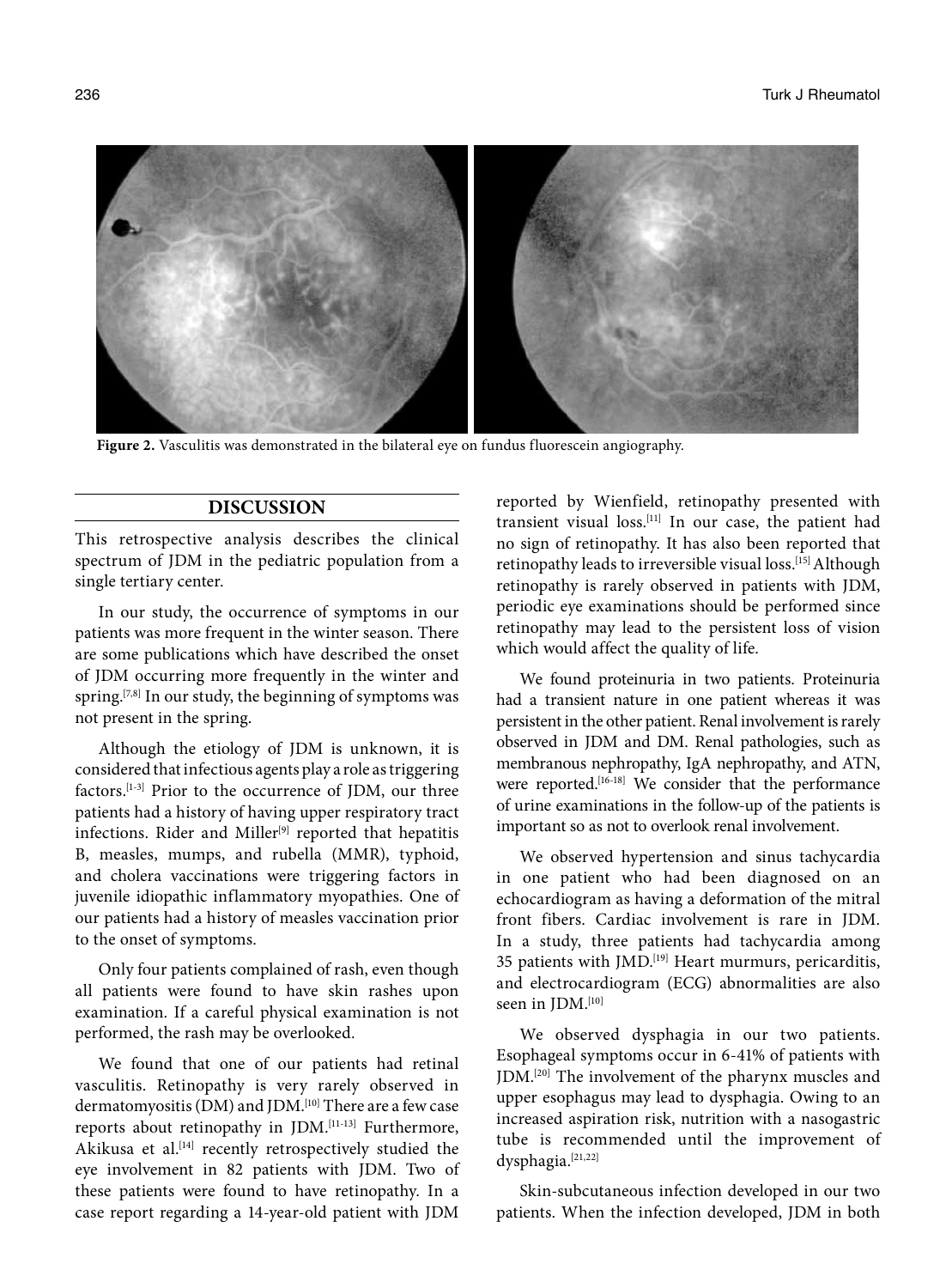**Figure 2.** Vasculitis was demonstrated in the bilateral eye on fundus fluorescein angiography.

## DISCUSSION

This retrospective analysis describes the clinical spectrum of JDM in the pediatric population from a single tertiary center.

In our study, the occurrence of symptoms in our patients was more frequent in the winter season. There are some publications which have described the onset of JDM occurring more frequently in the winter and spring.[7,8] In our study, the beginning of symptoms was not present in the spring.

Although the etiology of JDM is unknown, it is considered that infectious agents play a role as triggering factors.[1-3] Prior to the occurrence of JDM, our three patients had a history of having upper respiratory tract infections. Rider and Miller[9] reported that hepatitis B, measles, mumps, and rubella (MMR), typhoid, and cholera vaccinations were triggering factors in juvenile idiopathic inflammatory myopathies. One of our patients had a history of measles vaccination prior to the onset of symptoms.

Only four patients complained of rash, even though all patients were found to have skin rashes upon examination. If a careful physical examination is not performed, the rash may be overlooked.

We found that one of our patients had retinal vasculitis. Retinopathy is very rarely observed in dermatomyositis (DM) and JDM.[10] There are a few case reports about retinopathy in JDM.[11-13] Furthermore, Akikusa et al.[14] recently retrospectively studied the eye involvement in 82 patients with JDM. Two of these patients were found to have retinopathy. In a case report regarding a 14-year-old patient with JDM reported by Wienfield, retinopathy presented with transient visual loss.[11] In our case, the patient had no sign of retinopathy. It has also been reported that retinopathy leads to irreversible visual loss.[15] Although retinopathy is rarely observed in patients with JDM, periodic eye examinations should be performed since retinopathy may lead to the persistent loss of vision which would affect the quality of life.

We found proteinuria in two patients. Proteinuria had a transient nature in one patient whereas it was persistent in the other patient. Renal involvement is rarely observed in JDM and DM. Renal pathologies, such as membranous nephropathy, IgA nephropathy, and ATN, were reported.[16-18] We consider that the performance of urine examinations in the follow-up of the patients is important so as not to overlook renal involvement.

We observed hypertension and sinus tachycardia in one patient who had been diagnosed on an echocardiogram as having a deformation of the mitral front fibers. Cardiac involvement is rare in JDM. In a study, three patients had tachycardia among 35 patients with JMD.[19] Heart murmurs, pericarditis, and electrocardiogram (ECG) abnormalities are also seen in JDM.[10]

We observed dysphagia in our two patients. Esophageal symptoms occur in 6-41% of patients with JDM.[20] The involvement of the pharynx muscles and upper esophagus may lead to dysphagia. Owing to an increased aspiration risk, nutrition with a nasogastric tube is recommended until the improvement of dysphagia.[21,22]

Skin-subcutaneous infection developed in our two patients. When the infection developed, JDM in both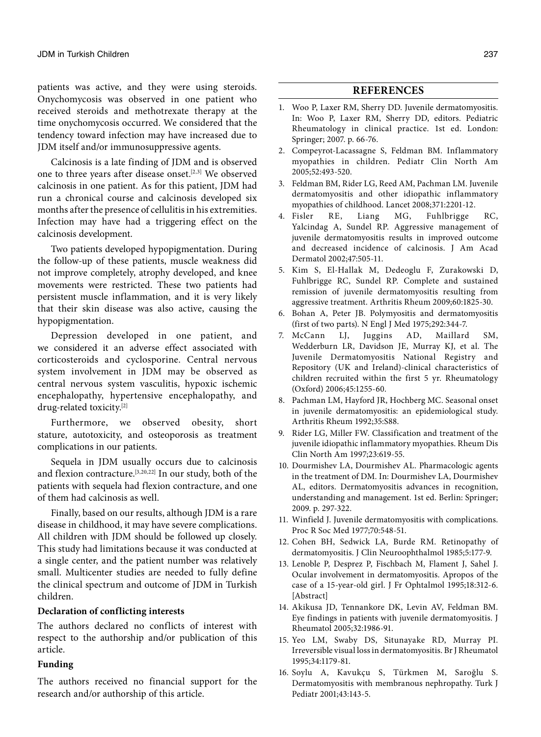patients was active, and they were using steroids. Onychomycosis was observed in one patient who received steroids and methotrexate therapy at the time onychomycosis occurred. We considered that the tendency toward infection may have increased due to JDM itself and/or immunosuppressive agents.

Calcinosis is a late finding of JDM and is observed one to three years after disease onset.[2,3] We observed calcinosis in one patient. As for this patient, JDM had run a chronical course and calcinosis developed six months after the presence of cellulitis in his extremities. Infection may have had a triggering effect on the calcinosis development.

Two patients developed hypopigmentation. During the follow-up of these patients, muscle weakness did not improve completely, atrophy developed, and knee movements were restricted. These two patients had persistent muscle inflammation, and it is very likely that their skin disease was also active, causing the hypopigmentation.

Depression developed in one patient, and we considered it an adverse effect associated with corticosteroids and cyclosporine. Central nervous system involvement in JDM may be observed as central nervous system vasculitis, hypoxic ischemic encephalopathy, hypertensive encephalopathy, and drug-related toxicity.[2]

Furthermore, we observed obesity, short stature, autotoxicity, and osteoporosis as treatment complications in our patients.

Sequela in JDM usually occurs due to calcinosis and flexion contracture.[3,20,22] In our study, both of the patients with sequela had flexion contracture, and one of them had calcinosis as well.

Finally, based on our results, although JDM is a rare disease in childhood, it may have severe complications. All children with JDM should be followed up closely. This study had limitations because it was conducted at a single center, and the patient number was relatively small. Multicenter studies are needed to fully define the clinical spectrum and outcome of JDM in Turkish children.

**Declaration of conflicting interests**

The authors declared no conflicts of interest with respect to the authorship and/or publication of this article.

**Funding**

The authors received no financial support for the research and/or authorship of this article.

## REFERENCES

1. Woo P, Laxer RM, Sherry DD. Juvenile dermatomyositis. In: Woo P, Laxer RM, Sherry DD, editors. Pediatric Rheumatology in clinical practice. 1st ed. London: Springer; 2007. p. 66-76.
2. Compeyrot-Lacassagne S, Feldman BM. Inflammatory myopathies in children. Pediatr Clin North Am 2005;52:493-520.
3. Feldman BM, Rider LG, Reed AM, Pachman LM. Juvenile dermatomyositis and other idiopathic inflammatory myopathies of childhood. Lancet 2008;371:2201-12.
4. Fisler RE, Liang MG, Fuhlbrigge RC, Yalcindag A, Sundel RP. Aggressive management of juvenile dermatomyositis results in improved outcome and decreased incidence of calcinosis. J Am Acad Dermatol 2002;47:505-11.
5. Kim S, El-Hallak M, Dedeoglu F, Zurakowski D, Fuhlbrigge RC, Sundel RP. Complete and sustained remission of juvenile dermatomyositis resulting from aggressive treatment. Arthritis Rheum 2009;60:1825-30.
6. Bohan A, Peter JB. Polymyositis and dermatomyositis (first of two parts). N Engl J Med 1975;292:344-7.
7. McCann LJ, Juggins AD, Maillard SM, Wedderburn LR, Davidson JE, Murray KJ, et al. The Juvenile Dermatomyositis National Registry and Repository (UK and Ireland)-clinical characteristics of children recruited within the first 5 yr. Rheumatology (Oxford) 2006;45:1255-60.
8. Pachman LM, Hayford JR, Hochberg MC. Seasonal onset in juvenile dermatomyositis: an epidemiological study. Arthritis Rheum 1992;35:S88.
9. Rider LG, Miller FW. Classification and treatment of the juvenile idiopathic inflammatory myopathies. Rheum Dis Clin North Am 1997;23:619-55.
10. Dourmishev LA, Dourmishev AL. Pharmacologic agents in the treatment of DM. In: Dourmishev LA, Dourmishev AL, editors. Dermatomyositis advances in recognition, understanding and management. 1st ed. Berlin: Springer; 2009. p. 297-322.
11. Winfield J. Juvenile dermatomyositis with complications. Proc R Soc Med 1977;70:548-51.
12. Cohen BH, Sedwick LA, Burde RM. Retinopathy of dermatomyositis. J Clin Neuroophthalmol 1985;5:177-9.
13. Lenoble P, Desprez P, Fischbach M, Flament J, Sahel J. Ocular involvement in dermatomyositis. Apropos of the case of a 15-year-old girl. J Fr Ophtalmol 1995;18:312-6. [Abstract]
14. Akikusa JD, Tennankore DK, Levin AV, Feldman BM. Eye findings in patients with juvenile dermatomyositis. J Rheumatol 2005;32:1986-91.
15. Yeo LM, Swaby DS, Situnayake RD, Murray PI. Irreversible visual loss in dermatomyositis. Br J Rheumatol 1995;34:1179-81.
16. Soylu A, Kavukçu S, Türkmen M, Saroğlu S. Dermatomyositis with membranous nephropathy. Turk J Pediatr 2001;43:143-5.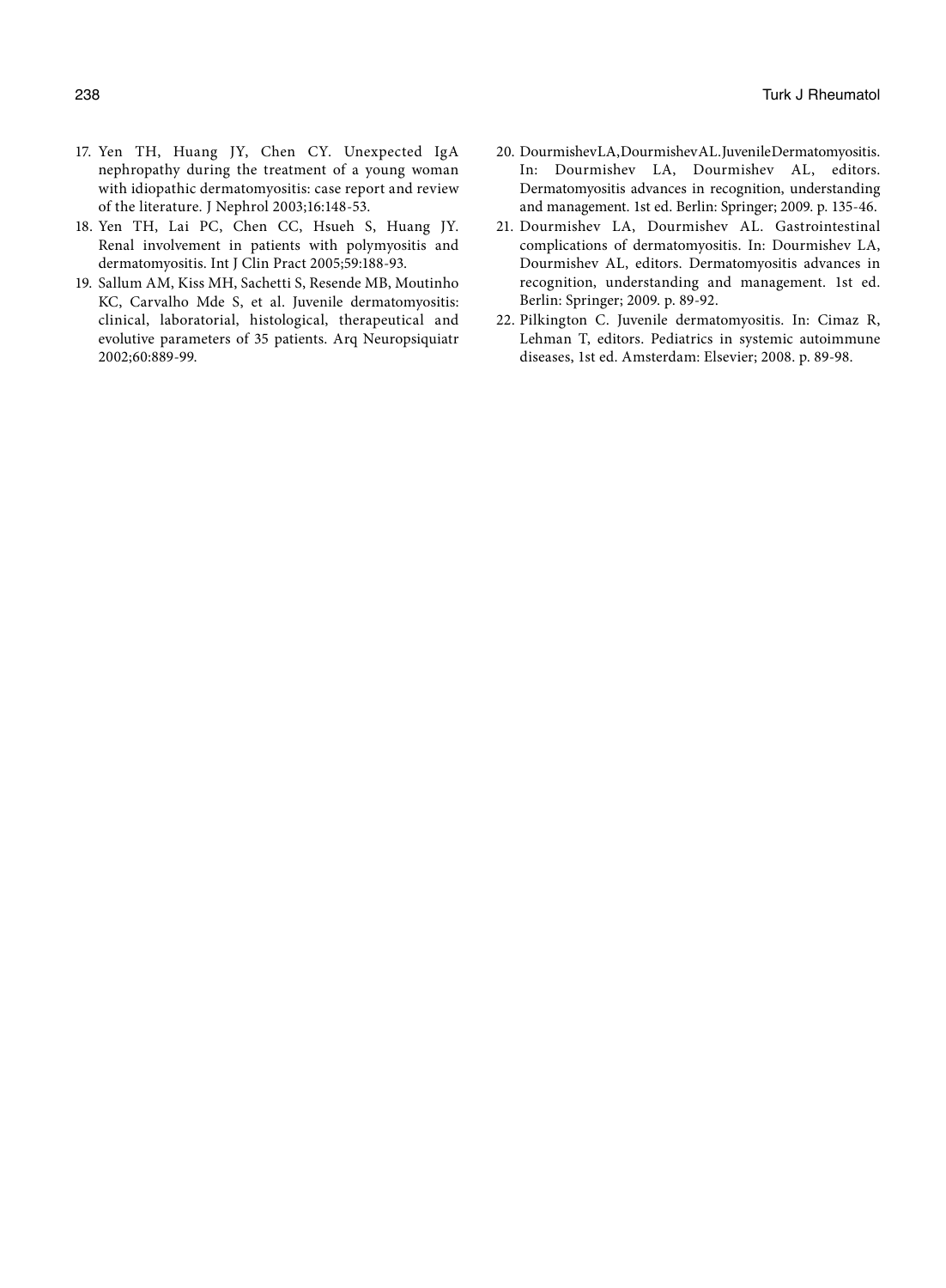17. Yen TH, Huang JY, Chen CY. Unexpected IgA nephropathy during the treatment of a young woman with idiopathic dermatomyositis: case report and review of the literature. J Nephrol 2003;16:148-53.
18. Yen TH, Lai PC, Chen CC, Hsueh S, Huang JY. Renal involvement in patients with polymyositis and dermatomyositis. Int J Clin Pract 2005;59:188-93.
19. Sallum AM, Kiss MH, Sachetti S, Resende MB, Moutinho KC, Carvalho Mde S, et al. Juvenile dermatomyositis: clinical, laboratorial, histological, therapeutical and evolutive parameters of 35 patients. Arq Neuropsiquiatr 2002;60:889-99.
20. DourmishevLA,DourmishevAL.JuvenileDermatomyositis. In: Dourmishev LA, Dourmishev AL, editors. Dermatomyositis advances in recognition, understanding and management. 1st ed. Berlin: Springer; 2009. p. 135-46.
21. Dourmishev LA, Dourmishev AL. Gastrointestinal complications of dermatomyositis. In: Dourmishev LA, Dourmishev AL, editors. Dermatomyositis advances in recognition, understanding and management. 1st ed. Berlin: Springer; 2009. p. 89-92.
22. Pilkington C. Juvenile dermatomyositis. In: Cimaz R, Lehman T, editors. Pediatrics in systemic autoimmune diseases, 1st ed. Amsterdam: Elsevier; 2008. p. 89-98.